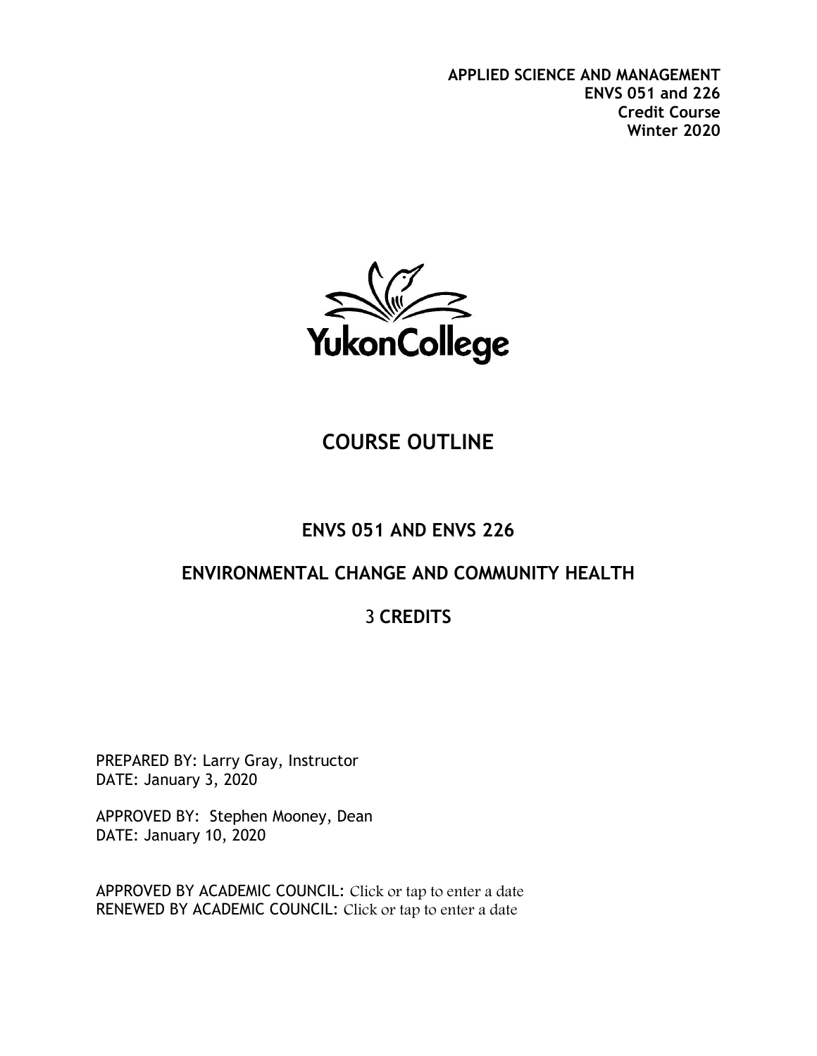**APPLIED SCIENCE AND MANAGEMENT**
**ENVS 051 and 226**
**Credit Course**
**Winter 2020**

YukonCollege

# COURSE OUTLINE

## ENVS 051 AND ENVS 226

## ENVIRONMENTAL CHANGE AND COMMUNITY HEALTH

## 3 CREDITS

PREPARED BY: Larry Gray, Instructor
DATE: January 3, 2020

APPROVED BY: Stephen Mooney, Dean
DATE: January 10, 2020

APPROVED BY ACADEMIC COUNCIL: Click or tap to enter a date
RENEWED BY ACADEMIC COUNCIL: Click or tap to enter a date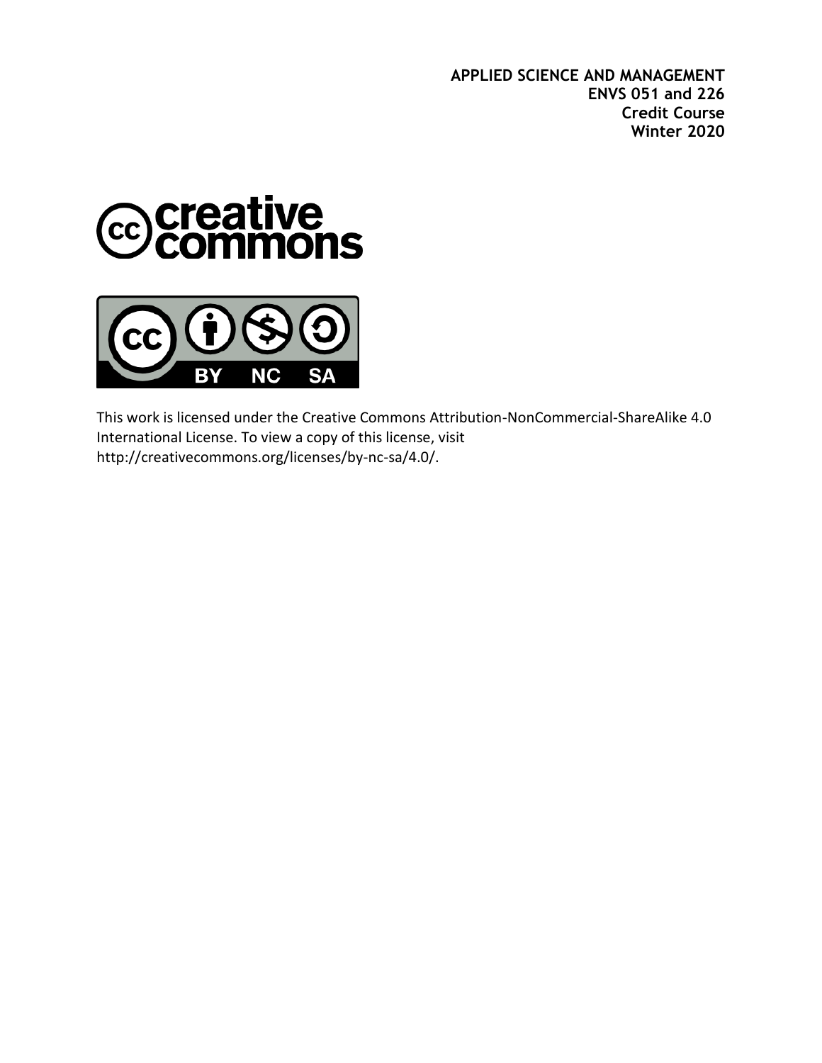**APPLIED SCIENCE AND MANAGEMENT**
**ENVS 051 and 226**
**Credit Course**
**Winter 2020**

This work is licensed under the Creative Commons Attribution-NonCommercial-ShareAlike 4.0 International License. To view a copy of this license, visit http://creativecommons.org/licenses/by-nc-sa/4.0/.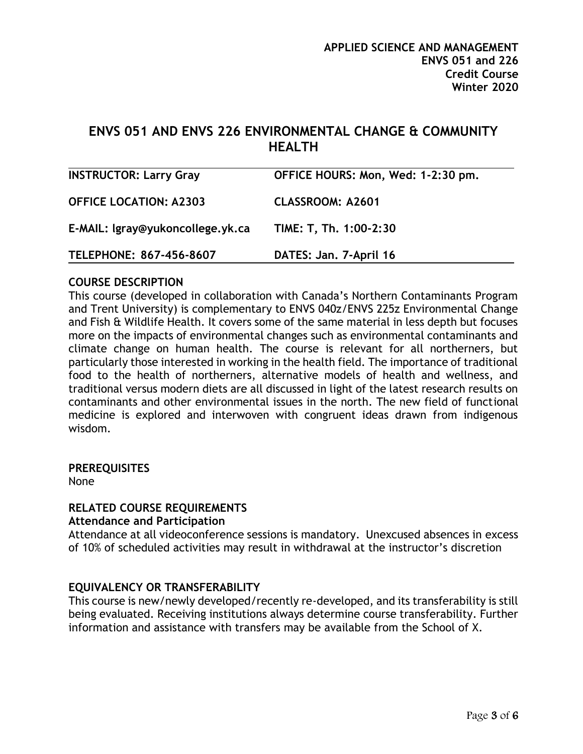**APPLIED SCIENCE AND MANAGEMENT**
**ENVS 051 and 226**
**Credit Course**
**Winter 2020**

# ENVS 051 AND ENVS 226 ENVIRONMENTAL CHANGE & COMMUNITY HEALTH

| | |
|---|---|
| **INSTRUCTOR: Larry Gray** | **OFFICE HOURS: Mon, Wed: 1-2:30 pm.** |
| **OFFICE LOCATION: A2303** | **CLASSROOM: A2601** |
| **E-MAIL: lgray@yukoncollege.yk.ca** | **TIME: T, Th. 1:00-2:30** |
| **TELEPHONE: 867-456-8607** | **DATES: Jan. 7-April 16** |

## COURSE DESCRIPTION

This course (developed in collaboration with Canada's Northern Contaminants Program and Trent University) is complementary to ENVS 040z/ENVS 225z Environmental Change and Fish & Wildlife Health. It covers some of the same material in less depth but focuses more on the impacts of environmental changes such as environmental contaminants and climate change on human health. The course is relevant for all northerners, but particularly those interested in working in the health field. The importance of traditional food to the health of northerners, alternative models of health and wellness, and traditional versus modern diets are all discussed in light of the latest research results on contaminants and other environmental issues in the north. The new field of functional medicine is explored and interwoven with congruent ideas drawn from indigenous wisdom.

## PREREQUISITES

None

## RELATED COURSE REQUIREMENTS

### Attendance and Participation

Attendance at all videoconference sessions is mandatory. Unexcused absences in excess of 10% of scheduled activities may result in withdrawal at the instructor's discretion

## EQUIVALENCY OR TRANSFERABILITY

This course is new/newly developed/recently re-developed, and its transferability is still being evaluated. Receiving institutions always determine course transferability. Further information and assistance with transfers may be available from the School of X.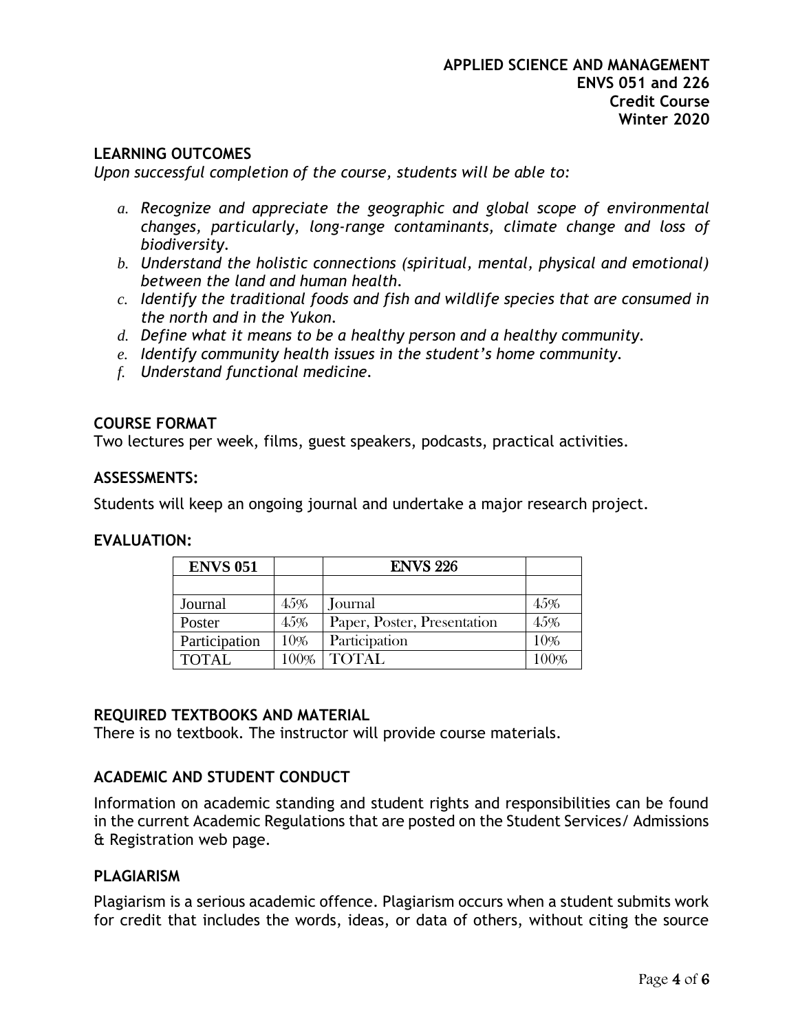## LEARNING OUTCOMES

*Upon successful completion of the course, students will be able to:*

a. *Recognize and appreciate the geographic and global scope of environmental changes, particularly, long-range contaminants, climate change and loss of biodiversity.*
b. *Understand the holistic connections (spiritual, mental, physical and emotional) between the land and human health.*
c. *Identify the traditional foods and fish and wildlife species that are consumed in the north and in the Yukon.*
d. *Define what it means to be a healthy person and a healthy community.*
e. *Identify community health issues in the student's home community.*
f. *Understand functional medicine.*

## COURSE FORMAT

Two lectures per week, films, guest speakers, podcasts, practical activities.

## ASSESSMENTS:

Students will keep an ongoing journal and undertake a major research project.

## EVALUATION:

| ENVS 051 | | ENVS 226 | |
|---|---|---|---|
| | | | |
| Journal | 45% | Journal | 45% |
| Poster | 45% | Paper, Poster, Presentation | 45% |
| Participation | 10% | Participation | 10% |
| TOTAL | 100% | TOTAL | 100% |

## REQUIRED TEXTBOOKS AND MATERIAL

There is no textbook. The instructor will provide course materials.

## ACADEMIC AND STUDENT CONDUCT

Information on academic standing and student rights and responsibilities can be found in the current Academic Regulations that are posted on the Student Services/ Admissions & Registration web page.

## PLAGIARISM

Plagiarism is a serious academic offence. Plagiarism occurs when a student submits work for credit that includes the words, ideas, or data of others, without citing the source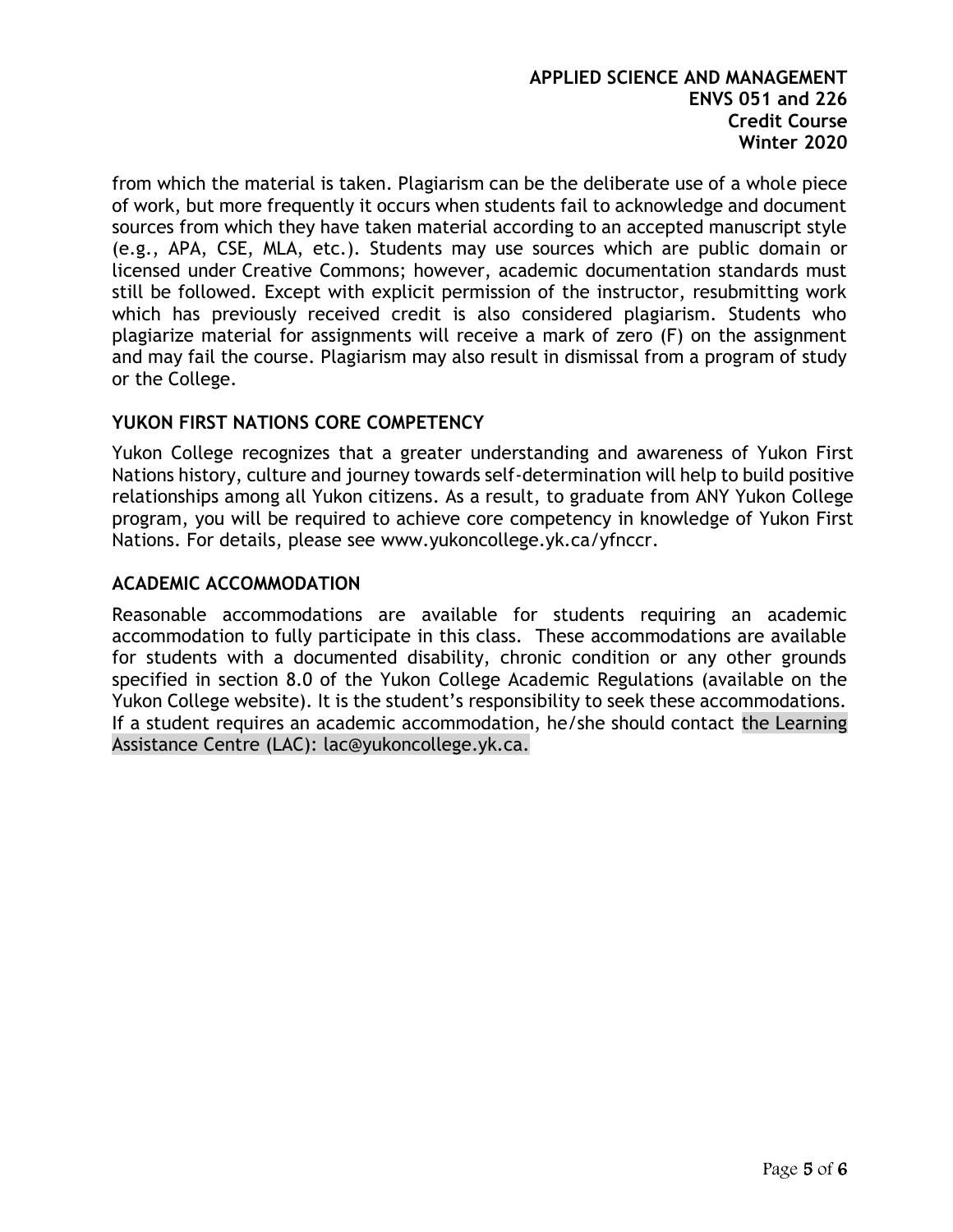from which the material is taken. Plagiarism can be the deliberate use of a whole piece of work, but more frequently it occurs when students fail to acknowledge and document sources from which they have taken material according to an accepted manuscript style (e.g., APA, CSE, MLA, etc.). Students may use sources which are public domain or licensed under Creative Commons; however, academic documentation standards must still be followed. Except with explicit permission of the instructor, resubmitting work which has previously received credit is also considered plagiarism. Students who plagiarize material for assignments will receive a mark of zero (F) on the assignment and may fail the course. Plagiarism may also result in dismissal from a program of study or the College.

## YUKON FIRST NATIONS CORE COMPETENCY

Yukon College recognizes that a greater understanding and awareness of Yukon First Nations history, culture and journey towards self-determination will help to build positive relationships among all Yukon citizens. As a result, to graduate from ANY Yukon College program, you will be required to achieve core competency in knowledge of Yukon First Nations. For details, please see www.yukoncollege.yk.ca/yfnccr.

## ACADEMIC ACCOMMODATION

Reasonable accommodations are available for students requiring an academic accommodation to fully participate in this class. These accommodations are available for students with a documented disability, chronic condition or any other grounds specified in section 8.0 of the Yukon College Academic Regulations (available on the Yukon College website). It is the student's responsibility to seek these accommodations. If a student requires an academic accommodation, he/she should contact the Learning Assistance Centre (LAC): lac@yukoncollege.yk.ca.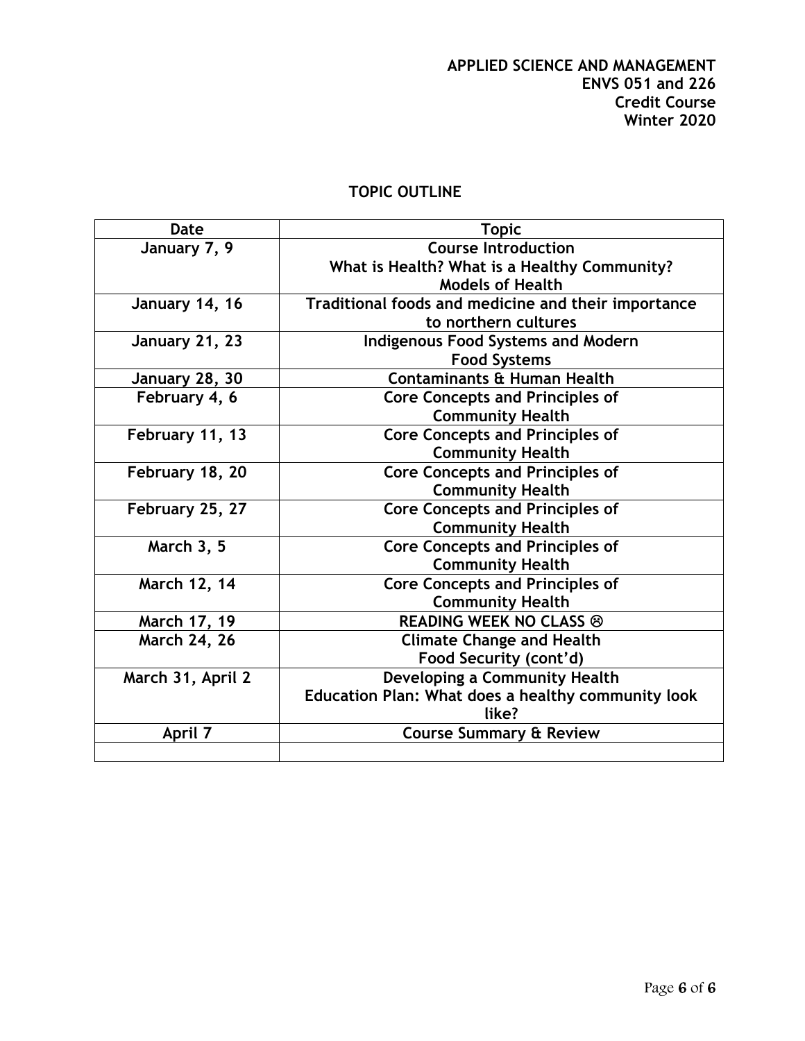**APPLIED SCIENCE AND MANAGEMENT**
**ENVS 051 and 226**
**Credit Course**
**Winter 2020**

## TOPIC OUTLINE

| Date | Topic |
|---|---|
| January 7, 9 | Course Introduction<br>What is Health? What is a Healthy Community?<br>Models of Health |
| January 14, 16 | Traditional foods and medicine and their importance to northern cultures |
| January 21, 23 | Indigenous Food Systems and Modern Food Systems |
| January 28, 30 | Contaminants & Human Health |
| February 4, 6 | Core Concepts and Principles of Community Health |
| February 11, 13 | Core Concepts and Principles of Community Health |
| February 18, 20 | Core Concepts and Principles of Community Health |
| February 25, 27 | Core Concepts and Principles of Community Health |
| March 3, 5 | Core Concepts and Principles of Community Health |
| March 12, 14 | Core Concepts and Principles of Community Health |
| March 17, 19 | READING WEEK NO CLASS ☹ |
| March 24, 26 | Climate Change and Health<br>Food Security (cont'd) |
| March 31, April 2 | Developing a Community Health Education Plan: What does a healthy community look like? |
| April 7 | Course Summary & Review |
| | |